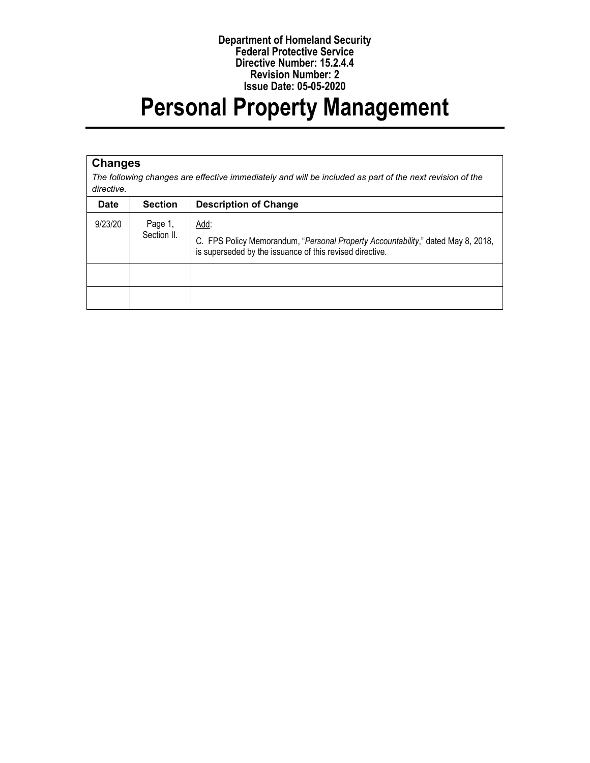**Department of Homeland Security**
**Federal Protective Service**
**Directive Number: 15.2.4.4**
**Revision Number: 2**
**Issue Date: 05-05-2020**

# Personal Property Management

## Changes

*The following changes are effective immediately and will be included as part of the next revision of the directive.*

| Date | Section | Description of Change |
|---|---|---|
| 9/23/20 | Page 1, Section II. | Add: <br> C. FPS Policy Memorandum, "*Personal Property Accountability*," dated May 8, 2018, is superseded by the issuance of this revised directive. |
| | | |
| | | |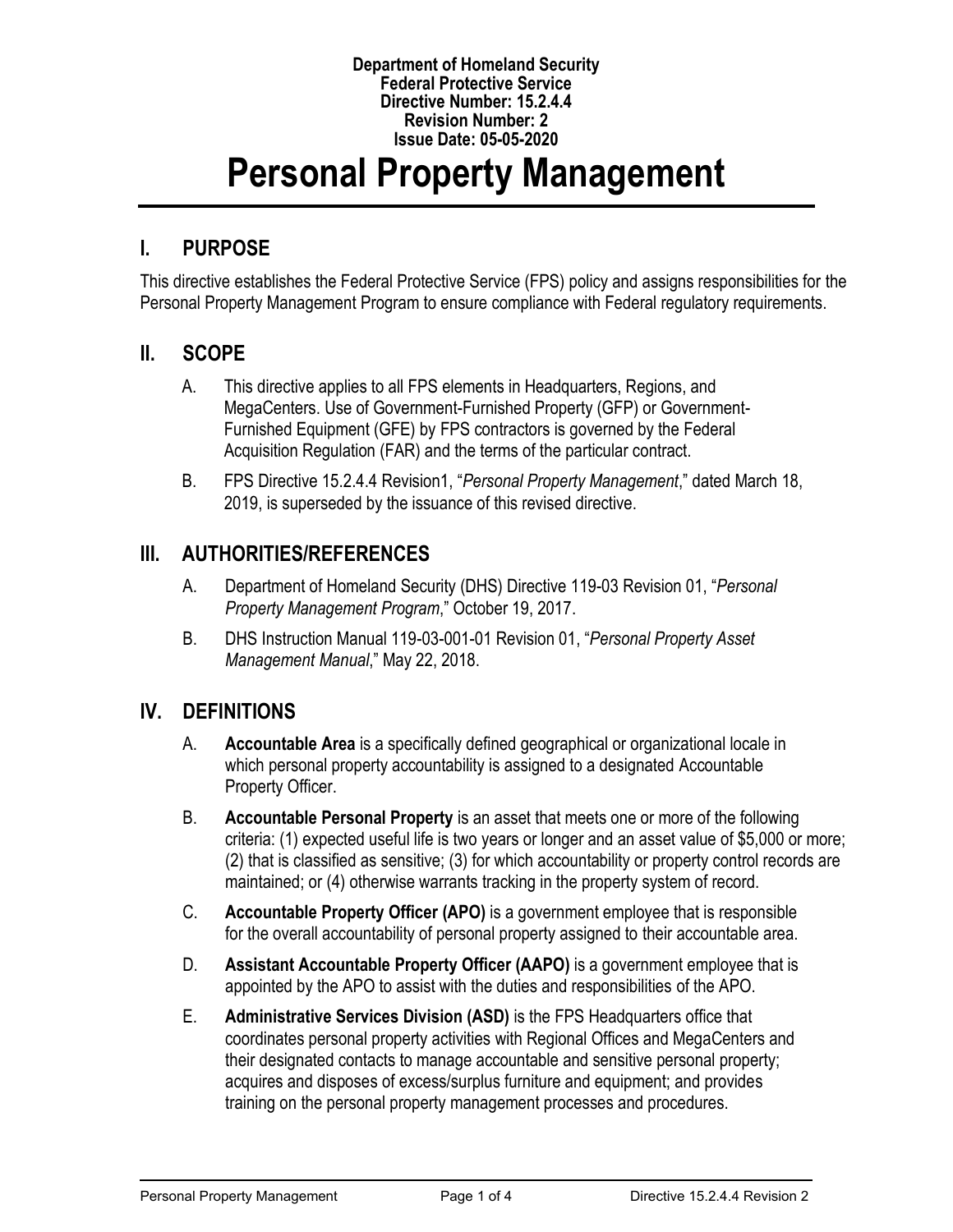**Department of Homeland Security**
**Federal Protective Service**
**Directive Number: 15.2.4.4**
**Revision Number: 2**
**Issue Date: 05-05-2020**

# Personal Property Management

## I. PURPOSE

This directive establishes the Federal Protective Service (FPS) policy and assigns responsibilities for the Personal Property Management Program to ensure compliance with Federal regulatory requirements.

## II. SCOPE

A. This directive applies to all FPS elements in Headquarters, Regions, and MegaCenters. Use of Government-Furnished Property (GFP) or Government-Furnished Equipment (GFE) by FPS contractors is governed by the Federal Acquisition Regulation (FAR) and the terms of the particular contract.

B. FPS Directive 15.2.4.4 Revision1, "*Personal Property Management*," dated March 18, 2019, is superseded by the issuance of this revised directive.

## III. AUTHORITIES/REFERENCES

A. Department of Homeland Security (DHS) Directive 119-03 Revision 01, "*Personal Property Management Program*," October 19, 2017.

B. DHS Instruction Manual 119-03-001-01 Revision 01, "*Personal Property Asset Management Manual*," May 22, 2018.

## IV. DEFINITIONS

A. **Accountable Area** is a specifically defined geographical or organizational locale in which personal property accountability is assigned to a designated Accountable Property Officer.

B. **Accountable Personal Property** is an asset that meets one or more of the following criteria: (1) expected useful life is two years or longer and an asset value of $5,000 or more; (2) that is classified as sensitive; (3) for which accountability or property control records are maintained; or (4) otherwise warrants tracking in the property system of record.

C. **Accountable Property Officer (APO)** is a government employee that is responsible for the overall accountability of personal property assigned to their accountable area.

D. **Assistant Accountable Property Officer (AAPO)** is a government employee that is appointed by the APO to assist with the duties and responsibilities of the APO.

E. **Administrative Services Division (ASD)** is the FPS Headquarters office that coordinates personal property activities with Regional Offices and MegaCenters and their designated contacts to manage accountable and sensitive personal property; acquires and disposes of excess/surplus furniture and equipment; and provides training on the personal property management processes and procedures.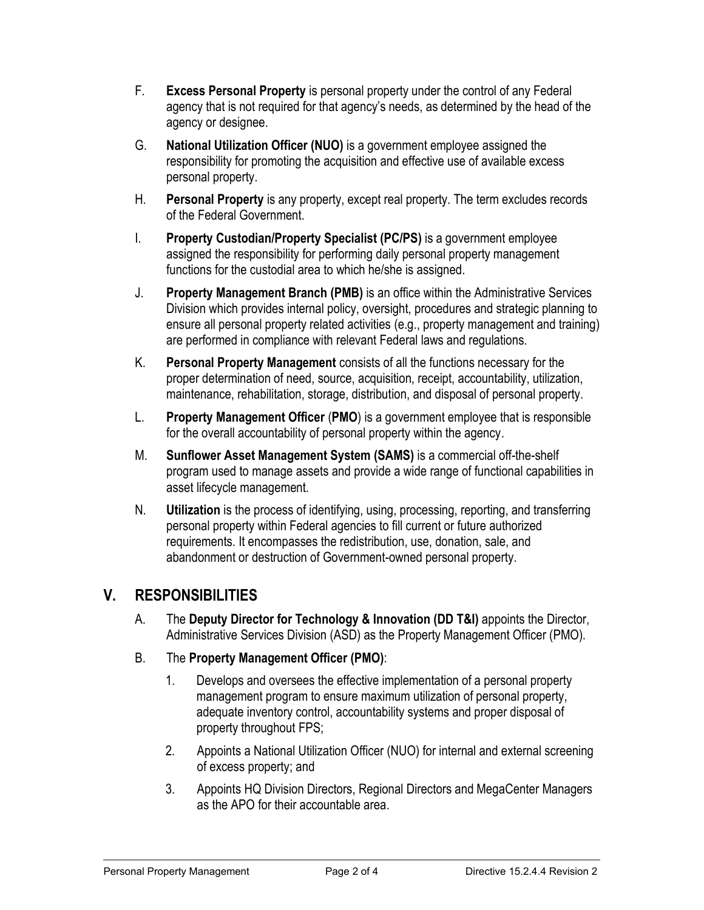F. **Excess Personal Property** is personal property under the control of any Federal agency that is not required for that agency's needs, as determined by the head of the agency or designee.

G. **National Utilization Officer (NUO)** is a government employee assigned the responsibility for promoting the acquisition and effective use of available excess personal property.

H. **Personal Property** is any property, except real property. The term excludes records of the Federal Government.

I. **Property Custodian/Property Specialist (PC/PS)** is a government employee assigned the responsibility for performing daily personal property management functions for the custodial area to which he/she is assigned.

J. **Property Management Branch (PMB)** is an office within the Administrative Services Division which provides internal policy, oversight, procedures and strategic planning to ensure all personal property related activities (e.g., property management and training) are performed in compliance with relevant Federal laws and regulations.

K. **Personal Property Management** consists of all the functions necessary for the proper determination of need, source, acquisition, receipt, accountability, utilization, maintenance, rehabilitation, storage, distribution, and disposal of personal property.

L. **Property Management Officer** (**PMO**) is a government employee that is responsible for the overall accountability of personal property within the agency.

M. **Sunflower Asset Management System (SAMS)** is a commercial off-the-shelf program used to manage assets and provide a wide range of functional capabilities in asset lifecycle management.

N. **Utilization** is the process of identifying, using, processing, reporting, and transferring personal property within Federal agencies to fill current or future authorized requirements. It encompasses the redistribution, use, donation, sale, and abandonment or destruction of Government-owned personal property.

## V. RESPONSIBILITIES

A. The **Deputy Director for Technology & Innovation (DD T&I)** appoints the Director, Administrative Services Division (ASD) as the Property Management Officer (PMO).

B. The **Property Management Officer (PMO)**:

1. Develops and oversees the effective implementation of a personal property management program to ensure maximum utilization of personal property, adequate inventory control, accountability systems and proper disposal of property throughout FPS;

2. Appoints a National Utilization Officer (NUO) for internal and external screening of excess property; and

3. Appoints HQ Division Directors, Regional Directors and MegaCenter Managers as the APO for their accountable area.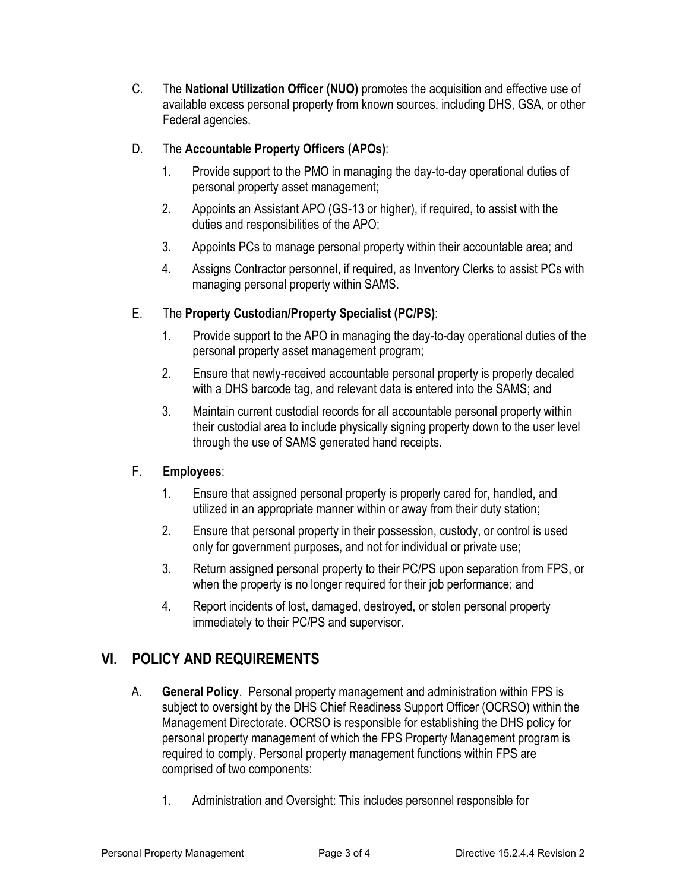C. The **National Utilization Officer (NUO)** promotes the acquisition and effective use of available excess personal property from known sources, including DHS, GSA, or other Federal agencies.

D. The **Accountable Property Officers (APOs)**:

1. Provide support to the PMO in managing the day-to-day operational duties of personal property asset management;
2. Appoints an Assistant APO (GS-13 or higher), if required, to assist with the duties and responsibilities of the APO;
3. Appoints PCs to manage personal property within their accountable area; and
4. Assigns Contractor personnel, if required, as Inventory Clerks to assist PCs with managing personal property within SAMS.

E. The **Property Custodian/Property Specialist (PC/PS)**:

1. Provide support to the APO in managing the day-to-day operational duties of the personal property asset management program;
2. Ensure that newly-received accountable personal property is properly decaled with a DHS barcode tag, and relevant data is entered into the SAMS; and
3. Maintain current custodial records for all accountable personal property within their custodial area to include physically signing property down to the user level through the use of SAMS generated hand receipts.

F. **Employees**:

1. Ensure that assigned personal property is properly cared for, handled, and utilized in an appropriate manner within or away from their duty station;
2. Ensure that personal property in their possession, custody, or control is used only for government purposes, and not for individual or private use;
3. Return assigned personal property to their PC/PS upon separation from FPS, or when the property is no longer required for their job performance; and
4. Report incidents of lost, damaged, destroyed, or stolen personal property immediately to their PC/PS and supervisor.

## VI. POLICY AND REQUIREMENTS

A. **General Policy**. Personal property management and administration within FPS is subject to oversight by the DHS Chief Readiness Support Officer (OCRSO) within the Management Directorate. OCRSO is responsible for establishing the DHS policy for personal property management of which the FPS Property Management program is required to comply. Personal property management functions within FPS are comprised of two components:

1. Administration and Oversight: This includes personnel responsible for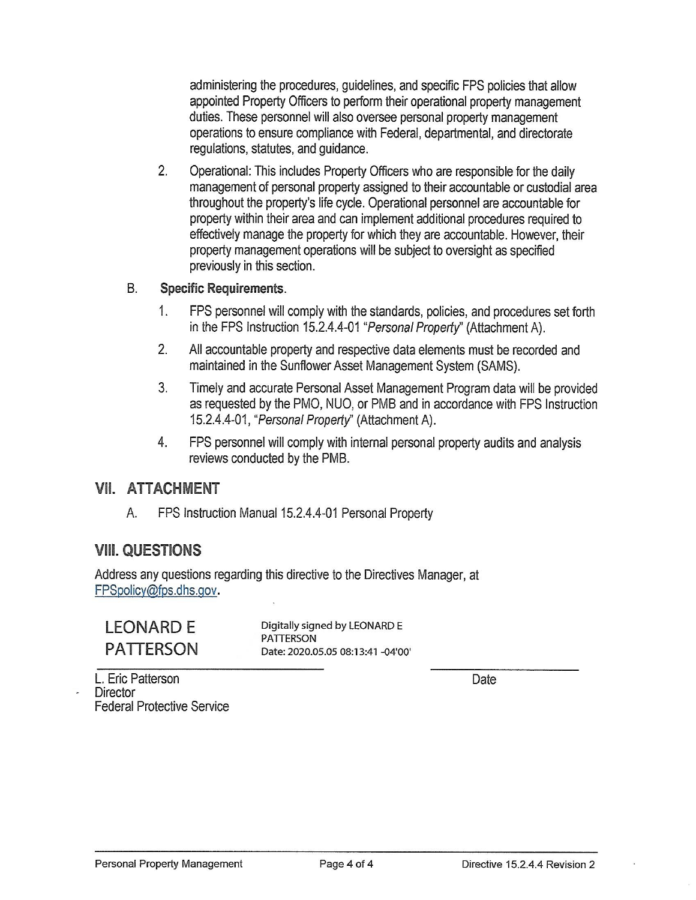administering the procedures, guidelines, and specific FPS policies that allow appointed Property Officers to perform their operational property management duties. These personnel will also oversee personal property management operations to ensure compliance with Federal, departmental, and directorate regulations, statutes, and guidance.

2. Operational: This includes Property Officers who are responsible for the daily management of personal property assigned to their accountable or custodial area throughout the property's life cycle. Operational personnel are accountable for property within their area and can implement additional procedures required to effectively manage the property for which they are accountable. However, their property management operations will be subject to oversight as specified previously in this section.

B. **Specific Requirements.**

1. FPS personnel will comply with the standards, policies, and procedures set forth in the FPS Instruction 15.2.4.4-01 "*Personal Property*" (Attachment A).
2. All accountable property and respective data elements must be recorded and maintained in the Sunflower Asset Management System (SAMS).
3. Timely and accurate Personal Asset Management Program data will be provided as requested by the PMO, NUO, or PMB and in accordance with FPS Instruction 15.2.4.4-01, "*Personal Property*" (Attachment A).
4. FPS personnel will comply with internal personal property audits and analysis reviews conducted by the PMB.

## VII. ATTACHMENT

A. FPS Instruction Manual 15.2.4.4-01 Personal Property

## VIII. QUESTIONS

Address any questions regarding this directive to the Directives Manager, at FPSpolicy@fps.dhs.gov.

LEONARD E PATTERSON

Digitally signed by LEONARD E PATTERSON
Date: 2020.05.05 08:13:41 -04'00'

L. Eric Patterson
Director
Federal Protective Service

Date